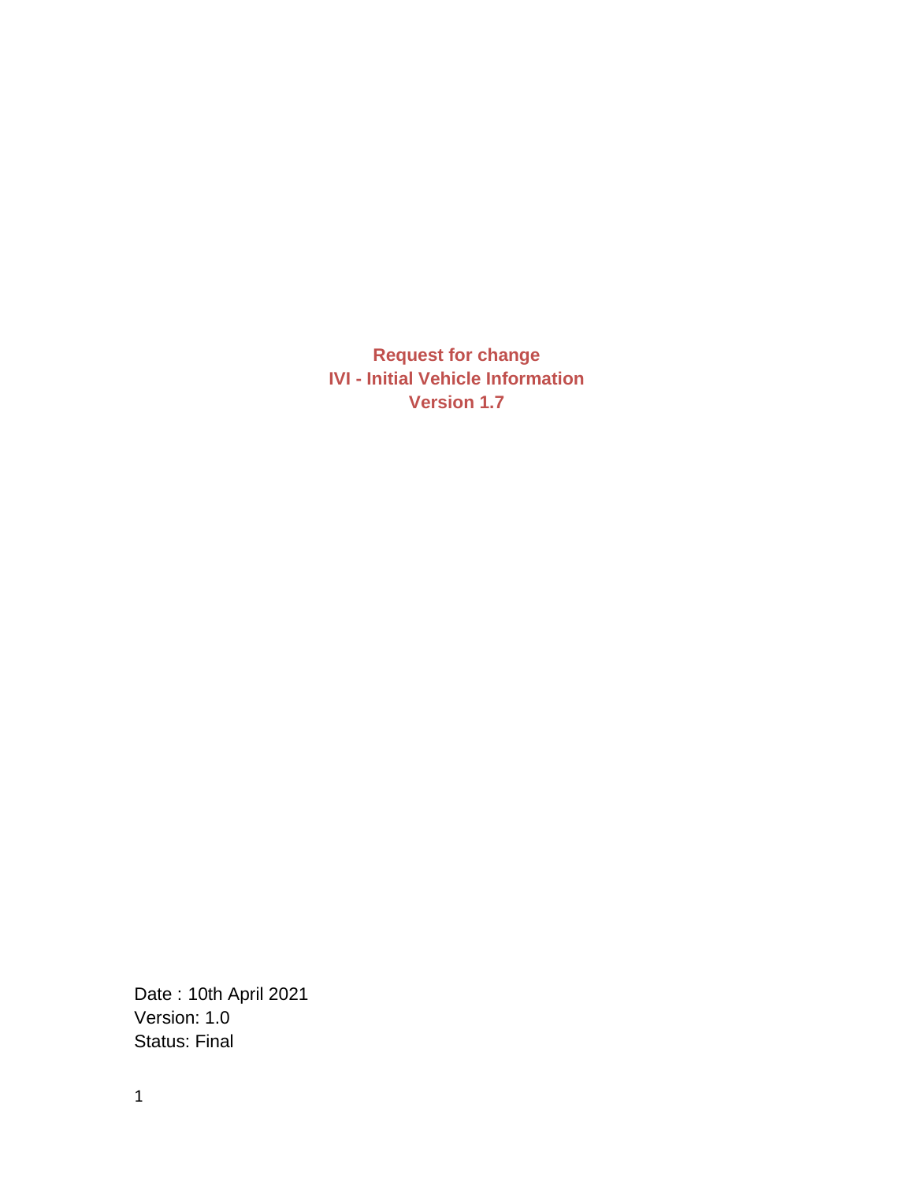# Request for change
# IVI - Initial Vehicle Information
# Version 1.7

Date : 10th April 2021
Version: 1.0
Status: Final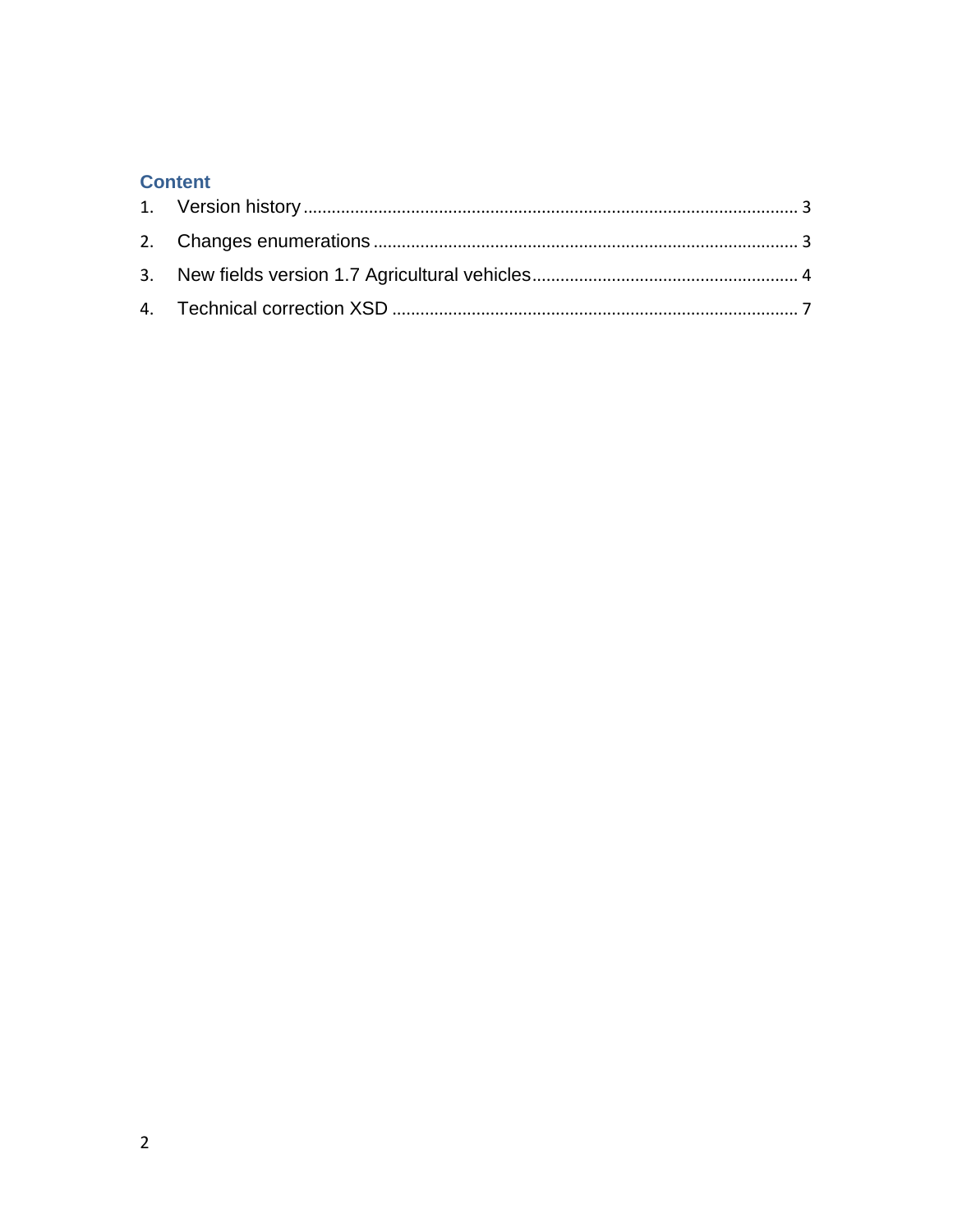## Content

1. Version history ........................................................................................................ 3
2. Changes enumerations ......................................................................................... 3
3. New fields version 1.7 Agricultural vehicles ........................................................ 4
4. Technical correction XSD ..................................................................................... 7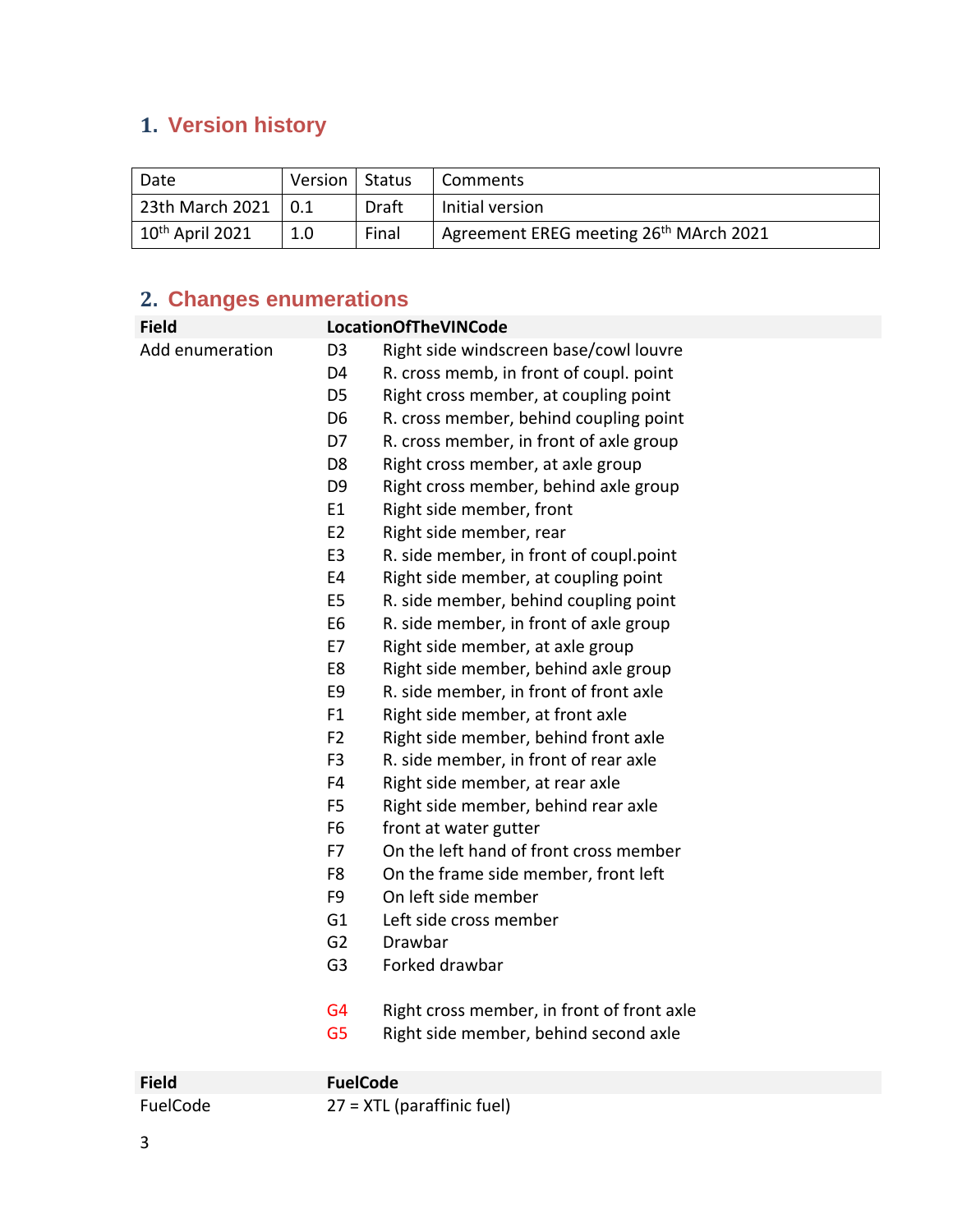## 1. Version history

| Date | Version | Status | Comments |
|---|---|---|---|
| 23th March 2021 | 0.1 | Draft | Initial version |
| 10th April 2021 | 1.0 | Final | Agreement EREG meeting 26th MArch 2021 |

## 2. Changes enumerations

| **Field** | **LocationOfTheVINCode** | |
|---|---|---|
| Add enumeration | D3 | Right side windscreen base/cowl louvre |
| | D4 | R. cross memb, in front of coupl. point |
| | D5 | Right cross member, at coupling point |
| | D6 | R. cross member, behind coupling point |
| | D7 | R. cross member, in front of axle group |
| | D8 | Right cross member, at axle group |
| | D9 | Right cross member, behind axle group |
| | E1 | Right side member, front |
| | E2 | Right side member, rear |
| | E3 | R. side member, in front of coupl.point |
| | E4 | Right side member, at coupling point |
| | E5 | R. side member, behind coupling point |
| | E6 | R. side member, in front of axle group |
| | E7 | Right side member, at axle group |
| | E8 | Right side member, behind axle group |
| | E9 | R. side member, in front of front axle |
| | F1 | Right side member, at front axle |
| | F2 | Right side member, behind front axle |
| | F3 | R. side member, in front of rear axle |
| | F4 | Right side member, at rear axle |
| | F5 | Right side member, behind rear axle |
| | F6 | front at water gutter |
| | F7 | On the left hand of front cross member |
| | F8 | On the frame side member, front left |
| | F9 | On left side member |
| | G1 | Left side cross member |
| | G2 | Drawbar |
| | G3 | Forked drawbar |
| | G4 | Right cross member, in front of front axle |
| | G5 | Right side member, behind second axle |

| **Field** | **FuelCode** |
|---|---|
| FuelCode | 27 = XTL (paraffinic fuel) |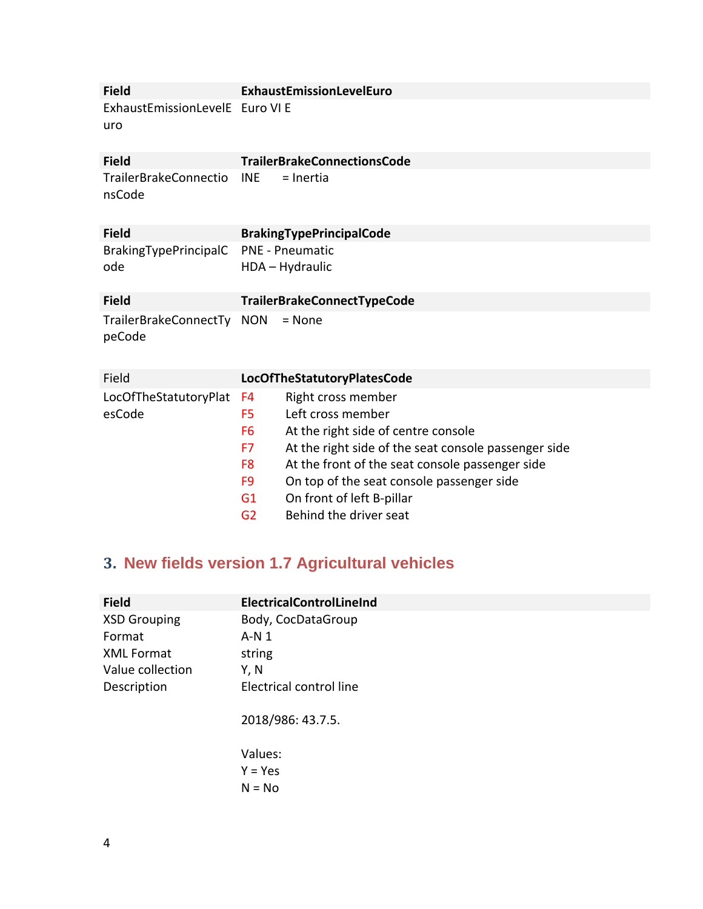| Field | ExhaustEmissionLevelEuro |
|---|---|
| ExhaustEmissionLevelEuro | Euro VI E |

| Field | TrailerBrakeConnectionsCode |
|---|---|
| TrailerBrakeConnectionsCode | INE = Inertia |

| Field | BrakingTypePrincipalCode |
|---|---|
| BrakingTypePrincipalCode | PNE - Pneumatic<br>HDA – Hydraulic |

| Field | TrailerBrakeConnectTypeCode |
|---|---|
| TrailerBrakeConnectTypeCode | NON = None |

| Field | LocOfTheStatutoryPlatesCode | |
|---|---|---|
| LocOfTheStatutoryPlatesCode | F4 | Right cross member |
| | F5 | Left cross member |
| | F6 | At the right side of centre console |
| | F7 | At the right side of the seat console passenger side |
| | F8 | At the front of the seat console passenger side |
| | F9 | On top of the seat console passenger side |
| | G1 | On front of left B-pillar |
| | G2 | Behind the driver seat |

## 3. New fields version 1.7 Agricultural vehicles

| Field | ElectricalControlLineInd |
|---|---|
| XSD Grouping | Body, CocDataGroup |
| Format | A-N 1 |
| XML Format | string |
| Value collection | Y, N |
| Description | Electrical control line<br><br>2018/986: 43.7.5.<br><br>Values:<br>Y = Yes<br>N = No |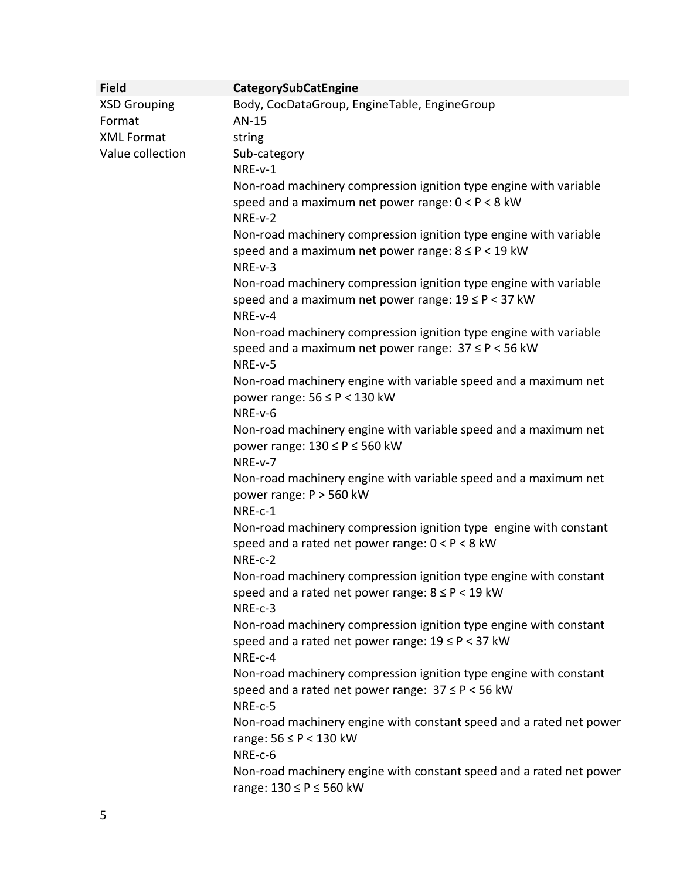| Field | CategorySubCatEngine |
|---|---|
| XSD Grouping | Body, CocDataGroup, EngineTable, EngineGroup |
| Format | AN-15 |
| XML Format | string |
| Value collection | Sub-category<br>NRE-v-1<br>Non-road machinery compression ignition type engine with variable speed and a maximum net power range: $0 < P < 8$ kW<br>NRE-v-2<br>Non-road machinery compression ignition type engine with variable speed and a maximum net power range: $8 \leq P < 19$ kW<br>NRE-v-3<br>Non-road machinery compression ignition type engine with variable speed and a maximum net power range: $19 \leq P < 37$ kW<br>NRE-v-4<br>Non-road machinery compression ignition type engine with variable speed and a maximum net power range: $37 \leq P < 56$ kW<br>NRE-v-5<br>Non-road machinery engine with variable speed and a maximum net power range: $56 \leq P < 130$ kW<br>NRE-v-6<br>Non-road machinery engine with variable speed and a maximum net power range: $130 \leq P \leq 560$ kW<br>NRE-v-7<br>Non-road machinery engine with variable speed and a maximum net power range: $P > 560$ kW<br>NRE-c-1<br>Non-road machinery compression ignition type engine with constant speed and a rated net power range: $0 < P < 8$ kW<br>NRE-c-2<br>Non-road machinery compression ignition type engine with constant speed and a rated net power range: $8 \leq P < 19$ kW<br>NRE-c-3<br>Non-road machinery compression ignition type engine with constant speed and a rated net power range: $19 \leq P < 37$ kW<br>NRE-c-4<br>Non-road machinery compression ignition type engine with constant speed and a rated net power range: $37 \leq P < 56$ kW<br>NRE-c-5<br>Non-road machinery engine with constant speed and a rated net power range: $56 \leq P < 130$ kW<br>NRE-c-6<br>Non-road machinery engine with constant speed and a rated net power range: $130 \leq P \leq 560$ kW |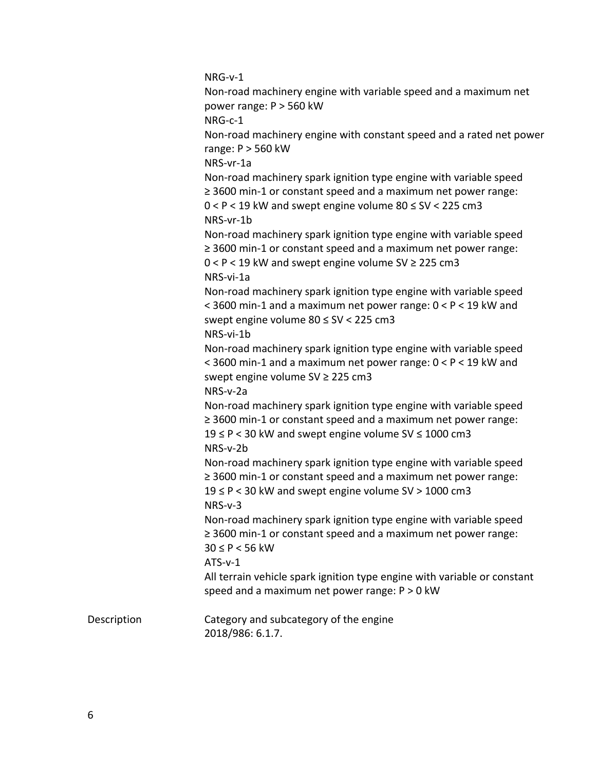NRG-v-1
Non-road machinery engine with variable speed and a maximum net power range: P > 560 kW
NRG-c-1
Non-road machinery engine with constant speed and a rated net power range: P > 560 kW
NRS-vr-1a
Non-road machinery spark ignition type engine with variable speed ≥ 3600 min-1 or constant speed and a maximum net power range: 0 < P < 19 kW and swept engine volume 80 ≤ SV < 225 cm3
NRS-vr-1b
Non-road machinery spark ignition type engine with variable speed ≥ 3600 min-1 or constant speed and a maximum net power range: 0 < P < 19 kW and swept engine volume SV ≥ 225 cm3
NRS-vi-1a
Non-road machinery spark ignition type engine with variable speed < 3600 min-1 and a maximum net power range: 0 < P < 19 kW and swept engine volume 80 ≤ SV < 225 cm3
NRS-vi-1b
Non-road machinery spark ignition type engine with variable speed < 3600 min-1 and a maximum net power range: 0 < P < 19 kW and swept engine volume SV ≥ 225 cm3
NRS-v-2a
Non-road machinery spark ignition type engine with variable speed ≥ 3600 min-1 or constant speed and a maximum net power range: 19 ≤ P < 30 kW and swept engine volume SV ≤ 1000 cm3
NRS-v-2b
Non-road machinery spark ignition type engine with variable speed ≥ 3600 min-1 or constant speed and a maximum net power range: 19 ≤ P < 30 kW and swept engine volume SV > 1000 cm3
NRS-v-3
Non-road machinery spark ignition type engine with variable speed ≥ 3600 min-1 or constant speed and a maximum net power range: 30 ≤ P < 56 kW
ATS-v-1
All terrain vehicle spark ignition type engine with variable or constant speed and a maximum net power range: P > 0 kW

| | |
|---|---|
| Description | Category and subcategory of the engine<br>2018/986: 6.1.7. |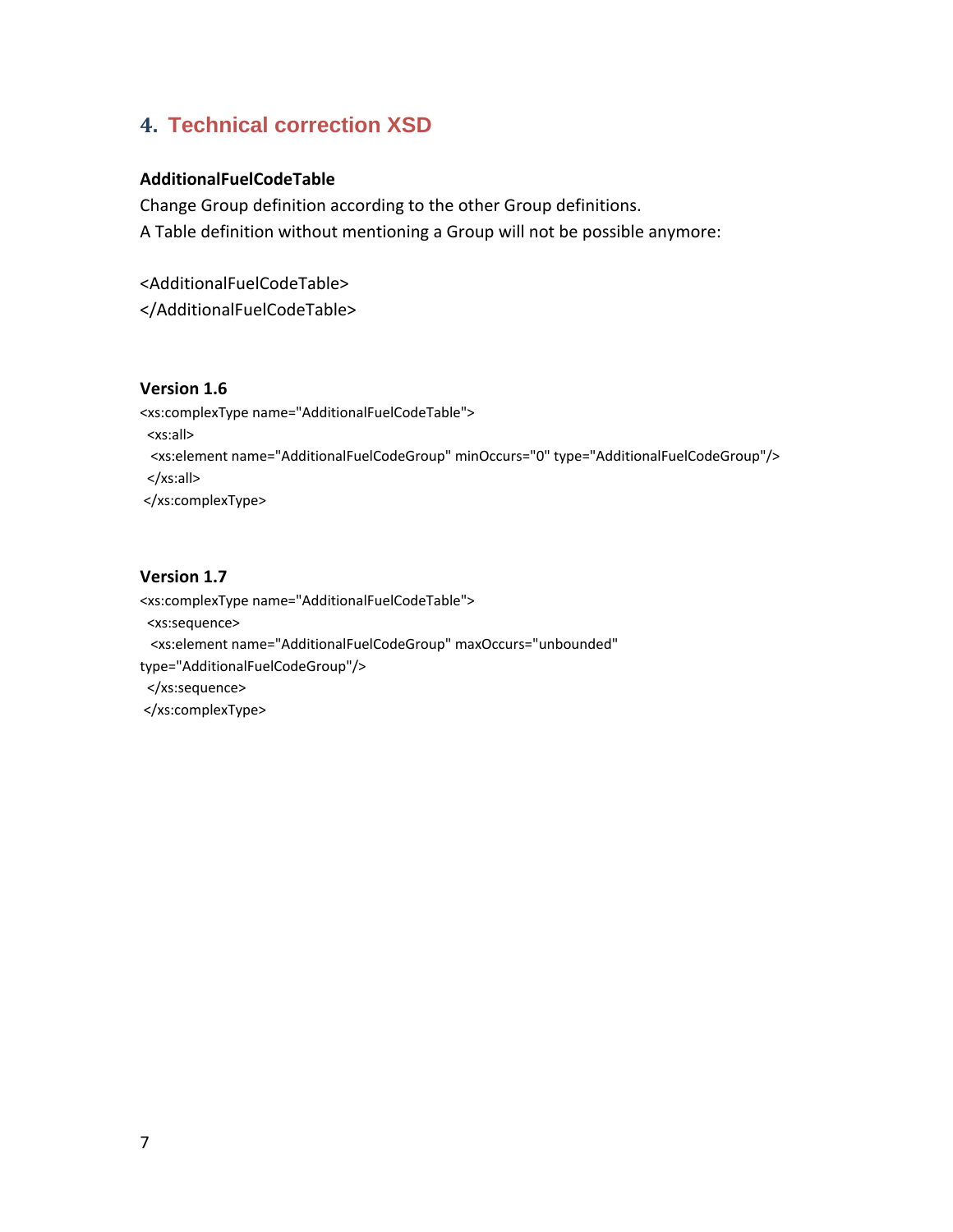## 4. Technical correction XSD

**AdditionalFuelCodeTable**

Change Group definition according to the other Group definitions.
A Table definition without mentioning a Group will not be possible anymore:

```
<AdditionalFuelCodeTable>
</AdditionalFuelCodeTable>
```

**Version 1.6**

```
<xs:complexType name="AdditionalFuelCodeTable">
  <xs:all>
   <xs:element name="AdditionalFuelCodeGroup" minOccurs="0" type="AdditionalFuelCodeGroup"/>
  </xs:all>
 </xs:complexType>
```

**Version 1.7**

```
<xs:complexType name="AdditionalFuelCodeTable">
  <xs:sequence>
   <xs:element name="AdditionalFuelCodeGroup" maxOccurs="unbounded"
type="AdditionalFuelCodeGroup"/>
  </xs:sequence>
 </xs:complexType>
```